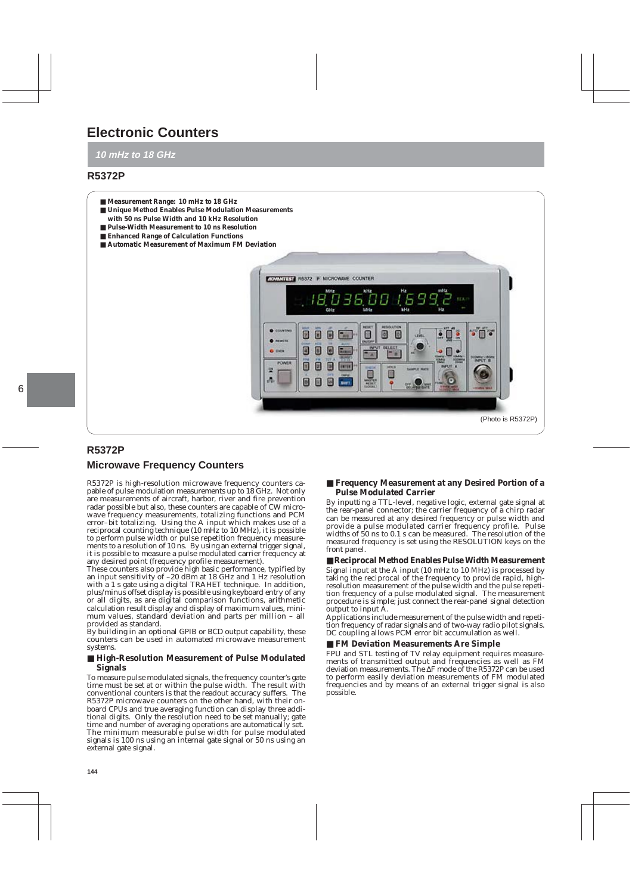# Electronic Counters

*10 mHz to 18 GHz*

## R5372P

- **Measurement Range: 10 mHz to 18 GHz**
- **Unique Method Enables Pulse Modulation Measurements with 50 ns Pulse Width and 10 kHz Resolution**
- **Pulse-Width Measurement to 10 ns Resolution**
- **Enhanced Range of Calculation Functions**
- **Automatic Measurement of Maximum FM Deviation**

(Photo is R5372P)

## R5372P

### Microwave Frequency Counters

R5372P is high-resolution microwave frequency counters capable of pulse modulation measurements up to 18 GHz. Not only are measurements of aircraft, harbor, river and fire prevention radar possible but also, these counters are capable of CW microwave frequency measurements, totalizing functions and PCM error–bit totalizing. Using the A input which makes use of a reciprocal counting technique (10 mHz to 10 MHz), it is possible to perform pulse width or pulse repetition frequency measurements to a resolution of 10 ns. By using an external trigger signal, it is possible to measure a pulse modulated carrier frequency at any desired point (frequency profile measurement).

These counters also provide high basic performance, typified by an input sensitivity of –20 dBm at 18 GHz and 1 Hz resolution with a 1 s gate using a digital TRAHET technique. In addition, plus/minus offset display is possible using keyboard entry of any or all digits, as are digital comparison functions, arithmetic calculation result display and display of maximum values, minimum values, standard deviation and parts per million – all provided as standard.

By building in an optional GPIB or BCD output capability, these counters can be used in automated microwave measurement systems.

#### ■ High-Resolution Measurement of Pulse Modulated Signals

To measure pulse modulated signals, the frequency counter's gate time must be set at or within the pulse width. The result with conventional counters is that the readout accuracy suffers. The R5372P microwave counters on the other hand, with their onboard CPUs and true averaging function can display three additional digits. Only the resolution need to be set manually; gate time and number of averaging operations are automatically set.

The minimum measurable pulse width for pulse modulated signals is 100 ns using an internal gate signal or 50 ns using an external gate signal.

#### ■ Frequency Measurement at any Desired Portion of a Pulse Modulated Carrier

By inputting a TTL-level, negative logic, external gate signal at the rear-panel connector; the carrier frequency of a chirp radar can be measured at any desired frequency or pulse width and provide a pulse modulated carrier frequency profile. Pulse widths of 50 ns to 0.1 s can be measured. The resolution of the measured frequency is set using the RESOLUTION keys on the front panel.

#### ■ Reciprocal Method Enables Pulse Width Measurement

Signal input at the A input (10 mHz to 10 MHz) is processed by taking the reciprocal of the frequency to provide rapid, high-resolution measurement of the pulse width and the pulse repetition frequency of a pulse modulated signal. The measurement procedure is simple; just connect the rear-panel signal detection output to input A.

Applications include measurement of the pulse width and repetition frequency of radar signals and of two-way radio pilot signals. DC coupling allows PCM error bit accumulation as well.

#### ■ FM Deviation Measurements Are Simple

FPU and STL testing of TV relay equipment requires measurements of transmitted output and frequencies as well as FM deviation measurements. The ΔF mode of the R5372P can be used to perform easily deviation measurements of FM modulated frequencies and by means of an external trigger signal is also possible.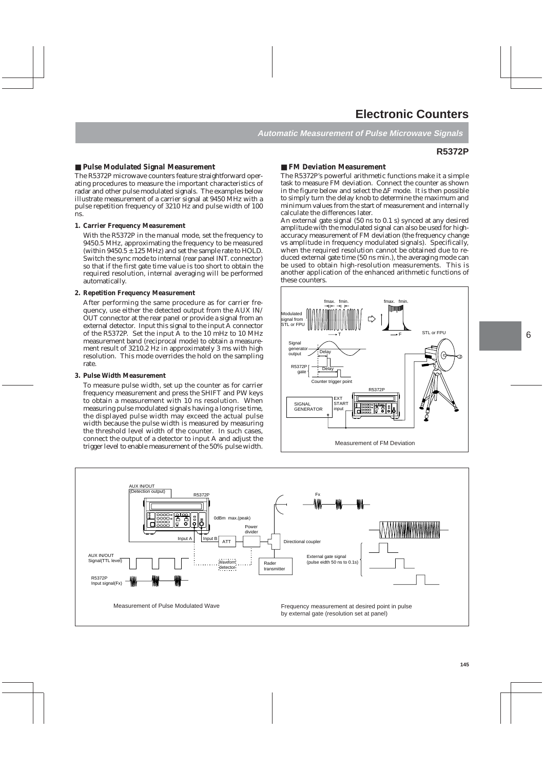# Electronic Counters

## Automatic Measurement of Pulse Microwave Signals

## R5372P

### ■ Pulse Modulated Signal Measurement

The R5372P microwave counters feature straightforward operating procedures to measure the important characteristics of radar and other pulse modulated signals. The examples below illustrate measurement of a carrier signal at 9450 MHz with a pulse repetition frequency of 3210 Hz and pulse width of 100 ns.

**1. Carrier Frequency Measurement**

With the R5372P in the manual mode, set the frequency to 9450.5 MHz, approximating the frequency to be measured (within 9450.5 ± 125 MHz) and set the sample rate to HOLD. Switch the sync mode to internal (rear panel INT. connector) so that if the first gate time value is too short to obtain the required resolution, internal averaging will be performed automatically.

**2. Repetition Frequency Measurement**

After performing the same procedure as for carrier frequency, use either the detected output from the AUX IN/OUT connector at the rear panel or provide a signal from an external detector. Input this signal to the input A connector of the R5372P. Set the input A to the 10 mHz to 10 MHz measurement band (reciprocal mode) to obtain a measurement result of 3210.2 Hz in approximately 3 ms with high resolution. This mode overrides the hold on the sampling rate.

**3. Pulse Width Measurement**

To measure pulse width, set up the counter as for carrier frequency measurement and press the SHIFT and PW keys to obtain a measurement with 10 ns resolution. When measuring pulse modulated signals having a long rise time, the displayed pulse width may exceed the actual pulse width because the pulse width is measured by measuring the threshold level width of the counter. In such cases, connect the output of a detector to input A and adjust the trigger level to enable measurement of the 50% pulse width.

### ■ FM Deviation Measurement

The R5372P's powerful arithmetic functions make it a simple task to measure FM deviation. Connect the counter as shown in the figure below and select the ΔF mode. It is then possible to simply turn the delay knob to determine the maximum and minimum values from the start of measurement and internally calculate the differences later.

An external gate signal (50 ns to 0.1 s) synced at any desired amplitude with the modulated signal can also be used for high-accuracy measurement of FM deviation (the frequency change vs amplitude in frequency modulated signals). Specifically, when the required resolution cannot be obtained due to reduced external gate time (50 ns min.), the averaging mode can be used to obtain high-resolution measurements. This is another application of the enhanced arithmetic functions of these counters.

Measurement of FM Deviation

Measurement of Pulse Modulated Wave

Frequency measurement at desired point in pulse by external gate (resolution set at panel)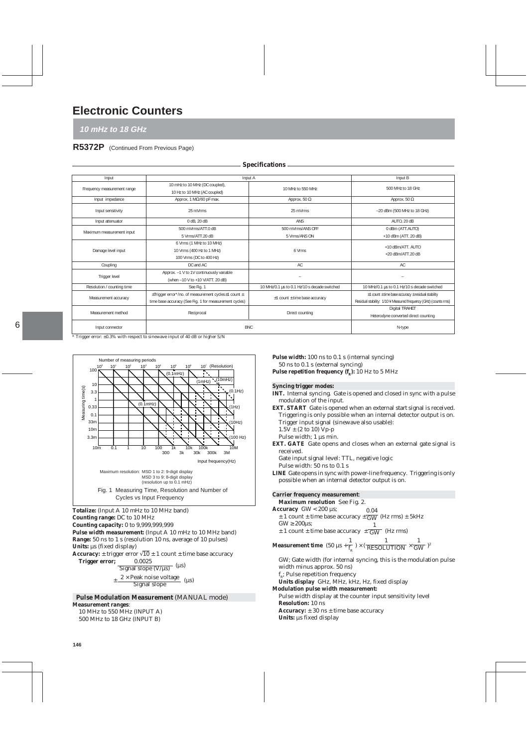# Electronic Counters

## *10 mHz to 18 GHz*

### R5372P (Continued From Previous Page)

**Specifications**

| Input | Input A | | Input B |
|---|---|---|---|
| Frequency measurement range | 10 mHz to 10 MHz (DC coupled), 10 Hz to 10 MHz (AC coupled) | 10 MHz to 550 MHz | 500 MHz to 18 GHz |
| Input impedance | Approx. 1 MΩ/60 pF max. | Approx. 50 Ω | Approx. 50 Ω |
| Input sensitivity | 25 mVrms | 25 mVrms | –20 dBm (500 MHz to 18 GHz) |
| Input attenuator | 0 dB, 20 dB | ANS | AUTO, 20 dB |
| Maximum measurement input | 500 mVrms/ATT.0 dB<br>5 Vrms/ATT.20 dB | 500 mVrms/ANS OFF<br>5 Vrms/ANS ON | 0 dBm (ATT.AUTO)<br>+10 dBm (ATT. 20 dB) |
| Damage level input | 6 Vrms (1 MHz to 10 MHz)<br>10 Vrms (400 Hz to 1 MHz)<br>100 Vrms (DC to 400 Hz) | 6 Vrms | +10 dBm/ATT. AUTO<br>+20 dBm/ATT.20 dB |
| Coupling | DC and AC | AC | AC |
| Trigger level | Approx. –1 V to 1V continuously variable (when –10 V to +10 V/ATT. 20 dB) | – | – |
| Resolution / counting time | See Fig. 1 | 10 MHz/0.1 µs to 0.1 Hz/10 s decade switched | 10 MHz/0.1 µs to 0.1 Hz/10 s decade switched |
| Measurement accuracy | ±Trigger error*/no. of measurement cycles±1 count ± time base accuracy (See Fig. 1 for measurement cycles) | ±1 count ±time base accuracy | ±1 count ±time base accuracy ±residual stability<br>Residual stability: 1/10 ¥ Measured frequency (GHz) (counts rms) |
| Measurement method | Reciprocal | Direct counting | Digital TRAHET<br>Heterodyne converted direct counting |
| Input connector | BNC | | N-type |

\* Trigger error: ±0.3% with respect to sinewave input of 40 dB or higher S/N

Maximum resolution: MSD 1 to 2: 9-digit display
MSD 3 to 9: 8-digit display
(resolution up to 0.1 mHz)

Fig. 1 Measuring Time, Resolution and Number of Cycles vs Input Frequency

**Totalize:** (Input A 10 mHz to 10 MHz band)
**Counting range:** DC to 10 MHz
**Counting capacity:** 0 to 9,999,999,999
**Pulse width measurement:** (Input A 10 mHz to 10 MHz band)
**Range:** 50 ns to 1 s (resolution 10 ns, average of 10 pulses)
**Units:** µs (fixed display)
**Accuracy:** ± trigger error $\sqrt{10}$ ± 1 count ± time base accuracy
**Trigger error;** $\dfrac{0.0025}{\text{Signal slope (V/µs)}}$ (µs)

$\pm\dfrac{2 \times \text{Peak noise voltage}}{\text{Signal slope}}$ (µs)

**Pulse Modulation Measurement** (MANUAL mode)
**Measurement ranges**:
10 MHz to 550 MHz (INPUT A)
500 MHz to 18 GHz (INPUT B)

**Pulse width:** 100 ns to 0.1 s (internal syncing)
50 ns to 0.1 s (external syncing)
**Pulse repetition frequency ($f_R$):** 10 Hz to 5 MHz

**Syncing trigger modes:**

**INT.** Internal syncing. Gate is opened and closed in sync with a pulse modulation of the input.

**EXT. START** Gate is opened when an external start signal is received. Triggering is only possible when an internal detector output is on. Trigger input signal (sinewave also usable):
1.5V ± (2 to 10) Vp-p
Pulse width; 1 µs min.

**EXT. GATE** Gate opens and closes when an external gate signal is received.
Gate input signal level: TTL, negative logic
Pulse width: 50 ns to 0.1 s

**LINE** Gate opens in sync with power-line frequency. Triggering is only possible when an internal detector output is on.

**Carrier frequency measurement**:
**Maximum resolution** See Fig. 2.
**Accuracy** GW < 200 µs;
± 1 count ± time base accuracy $\pm\dfrac{0.04}{GW}$ (Hz rms) ± 5kHz
GW ≥ 200µs;
± 1 count ± time base accuracy $\pm\dfrac{1}{GW}$ (Hz rms)

**Measurement time** $(50\ \mu s + \dfrac{1}{f_R}) \times (\dfrac{1}{\text{RESOLUTION}} \times \dfrac{1}{GW})^2$

GW; Gate width (for internal syncing, this is the modulation pulse width minus approx. 50 ns)
$f_R$; Pulse repetition frequency
**Units display** GHz, MHz, kHz, Hz, fixed display

**Modulation pulse width measurement:**
Pulse width display at the counter input sensitivity level
**Resolution:** 10 ns
**Accuracy:** ± 30 ns ± time base accuracy
**Units:** µs fixed display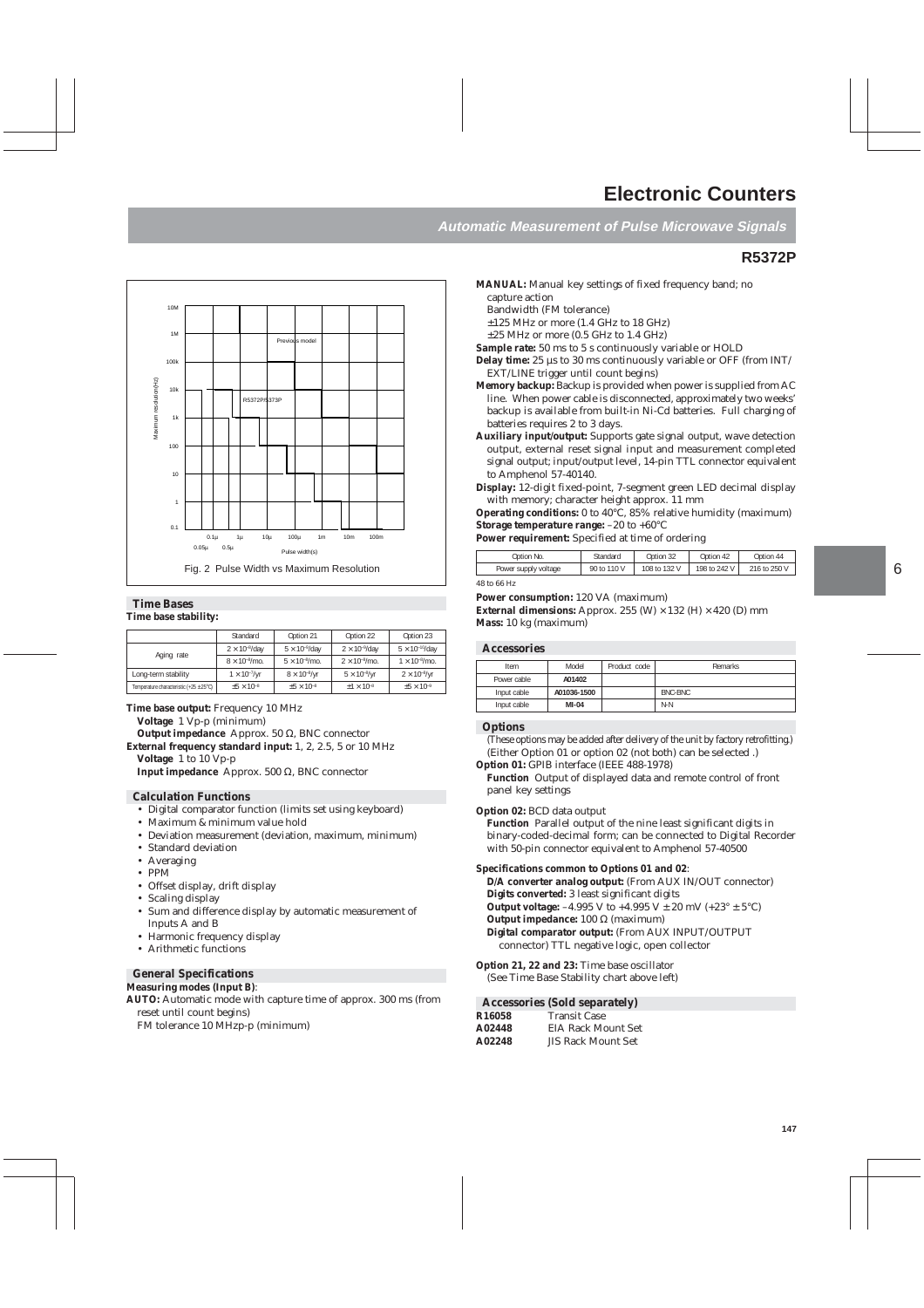# Electronic Counters

## Automatic Measurement of Pulse Microwave Signals

## R5372P

10M
1M
100k
10k
1k
100
10
1
0.1
Maximum resolution(Hz)
Previous model
R5372P/5373P
0.1μ
1μ
10μ
100μ
1m
10m
100m
0.05μ
0.5μ
Pulse width(s)

Fig. 2 Pulse Width vs Maximum Resolution

### Time Bases

**Time base stability:**

| | Standard | Option 21 | Option 22 | Option 23 |
|---|---|---|---|---|
| Aging rate | $2\times10^{-8}$/day | $5\times10^{-9}$/day | $2\times10^{-9}$/day | $5\times10^{-10}$/day |
| | $8\times10^{-8}$/mo. | $5\times10^{-8}$/mo. | $2\times10^{-8}$/mo. | $1\times10^{-8}$/mo. |
| Long-term stability | $1\times10^{-7}$/yr | $8\times10^{-8}$/yr | $5\times10^{-8}$/yr | $2\times10^{-8}$/yr |
| Temperature characteristic (+25 ±25°C) | $\pm5\times10^{-6}$ | $\pm5\times10^{-8}$ | $\pm1\times10^{-8}$ | $\pm5\times10^{-9}$ |

**Time base output:** Frequency 10 MHz
**Voltage** 1 Vp-p (minimum)
**Output impedance** Approx. 50 Ω, BNC connector
**External frequency standard input:** 1, 2, 2.5, 5 or 10 MHz
**Voltage** 1 to 10 Vp-p
**Input impedance** Approx. 500 Ω, BNC connector

### Calculation Functions

- Digital comparator function (limits set using keyboard)
- Maximum & minimum value hold
- Deviation measurement (deviation, maximum, minimum)
- Standard deviation
- Averaging
- PPM
- Offset display, drift display
- Scaling display
- Sum and difference display by automatic measurement of Inputs A and B
- Harmonic frequency display
- Arithmetic functions

### General Specifications

**Measuring modes (Input B)**:
**AUTO:** Automatic mode with capture time of approx. 300 ms (from reset until count begins)
FM tolerance 10 MHzp-p (minimum)
**MANUAL:** Manual key settings of fixed frequency band; no capture action
Bandwidth (FM tolerance)
±125 MHz or more (1.4 GHz to 18 GHz)
±25 MHz or more (0.5 GHz to 1.4 GHz)
**Sample rate:** 50 ms to 5 s continuously variable or HOLD
**Delay time:** 25 μs to 30 ms continuously variable or OFF (from INT/EXT/LINE trigger until count begins)
**Memory backup:** Backup is provided when power is supplied from AC line. When power cable is disconnected, approximately two weeks' backup is available from built-in Ni-Cd batteries. Full charging of batteries requires 2 to 3 days.
**Auxiliary input/output:** Supports gate signal output, wave detection output, external reset signal input and measurement completed signal output; input/output level, 14-pin TTL connector equivalent to Amphenol 57-40140.
**Display:** 12-digit fixed-point, 7-segment green LED decimal display with memory; character height approx. 11 mm
**Operating conditions:** 0 to 40°C, 85% relative humidity (maximum)
**Storage temperature range:** –20 to +60°C
**Power requirement:** Specified at time of ordering

| Option No. | Standard | Option 32 | Option 42 | Option 44 |
|---|---|---|---|---|
| Power supply voltage | 90 to 110 V | 108 to 132 V | 198 to 242 V | 216 to 250 V |

48 to 66 Hz

**Power consumption:** 120 VA (maximum)
**External dimensions:** Approx. 255 (W) × 132 (H) × 420 (D) mm
**Mass:** 10 kg (maximum)

### Accessories

| Item | Model | Product code | Remarks |
|---|---|---|---|
| Power cable | A01402 | | |
| Input cable | A01036-1500 | | BNC-BNC |
| Input cable | MI-04 | | N-N |

### Options

(These options may be added after delivery of the unit by factory retrofitting.)
(Either Option 01 or option 02 (not both) can be selected .)

**Option 01:** GPIB interface (IEEE 488-1978)
**Function** Output of displayed data and remote control of front panel key settings

**Option 02:** BCD data output
**Function** Parallel output of the nine least significant digits in binary-coded-decimal form; can be connected to Digital Recorder with 50-pin connector equivalent to Amphenol 57-40500

**Specifications common to Options 01 and 02**:
**D/A converter analog output:** (From AUX IN/OUT connector)
**Digits converted:** 3 least significant digits
**Output voltage:** –4.995 V to +4.995 V ± 20 mV (+23° ± 5°C)
**Output impedance:** 100 Ω (maximum)
**Digital comparator output:** (From AUX INPUT/OUTPUT connector) TTL negative logic, open collector

**Option 21, 22 and 23:** Time base oscillator
(See Time Base Stability chart above left)

### Accessories (Sold separately)

**R16058** Transit Case
**A02448** EIA Rack Mount Set
**A02248** JIS Rack Mount Set